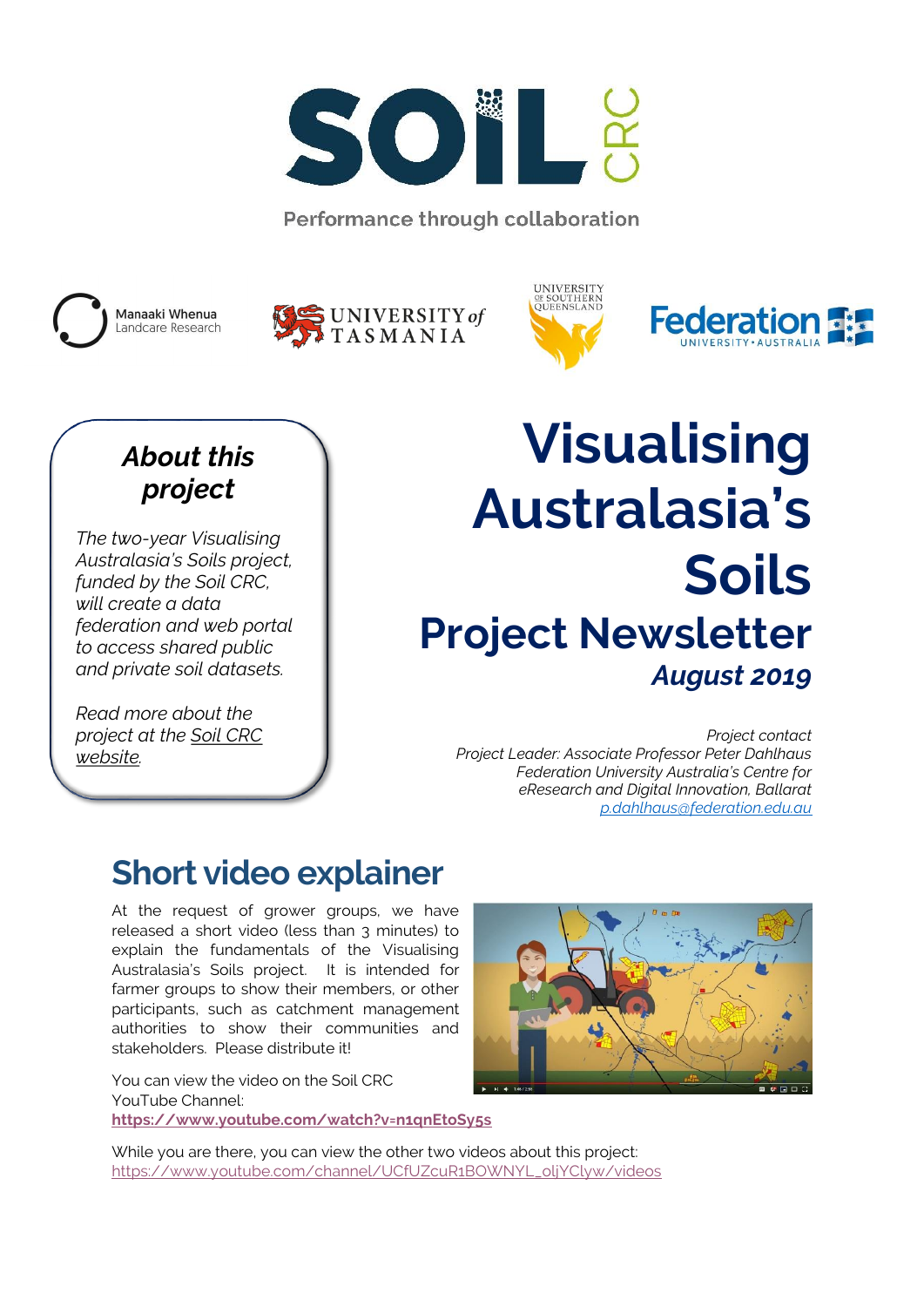SOIL CRC

Performance through collaboration

Manaaki Whenua Landcare Research | University of Tasmania | University of Southern Queensland | Federation University Australia

# Visualising Australasia's Soils

## Project Newsletter

***August 2019***

### *About this project*

*The two-year Visualising Australasia's Soils project, funded by the Soil CRC, will create a data federation and web portal to access shared public and private soil datasets.*

*Read more about the project at the Soil CRC website.*

*Project contact*
*Project Leader: Associate Professor Peter Dahlhaus*
*Federation University Australia's Centre for eResearch and Digital Innovation, Ballarat*
*p.dahlhaus@federation.edu.au*

## Short video explainer

At the request of grower groups, we have released a short video (less than 3 minutes) to explain the fundamentals of the Visualising Australasia's Soils project. It is intended for farmer groups to show their members, or other participants, such as catchment management authorities to show their communities and stakeholders. Please distribute it!

You can view the video on the Soil CRC YouTube Channel:
**https://www.youtube.com/watch?v=n1qnEtoSy5s**

While you are there, you can view the other two videos about this project:
https://www.youtube.com/channel/UCfUZcuR1BOWNYL_oljYClyw/videos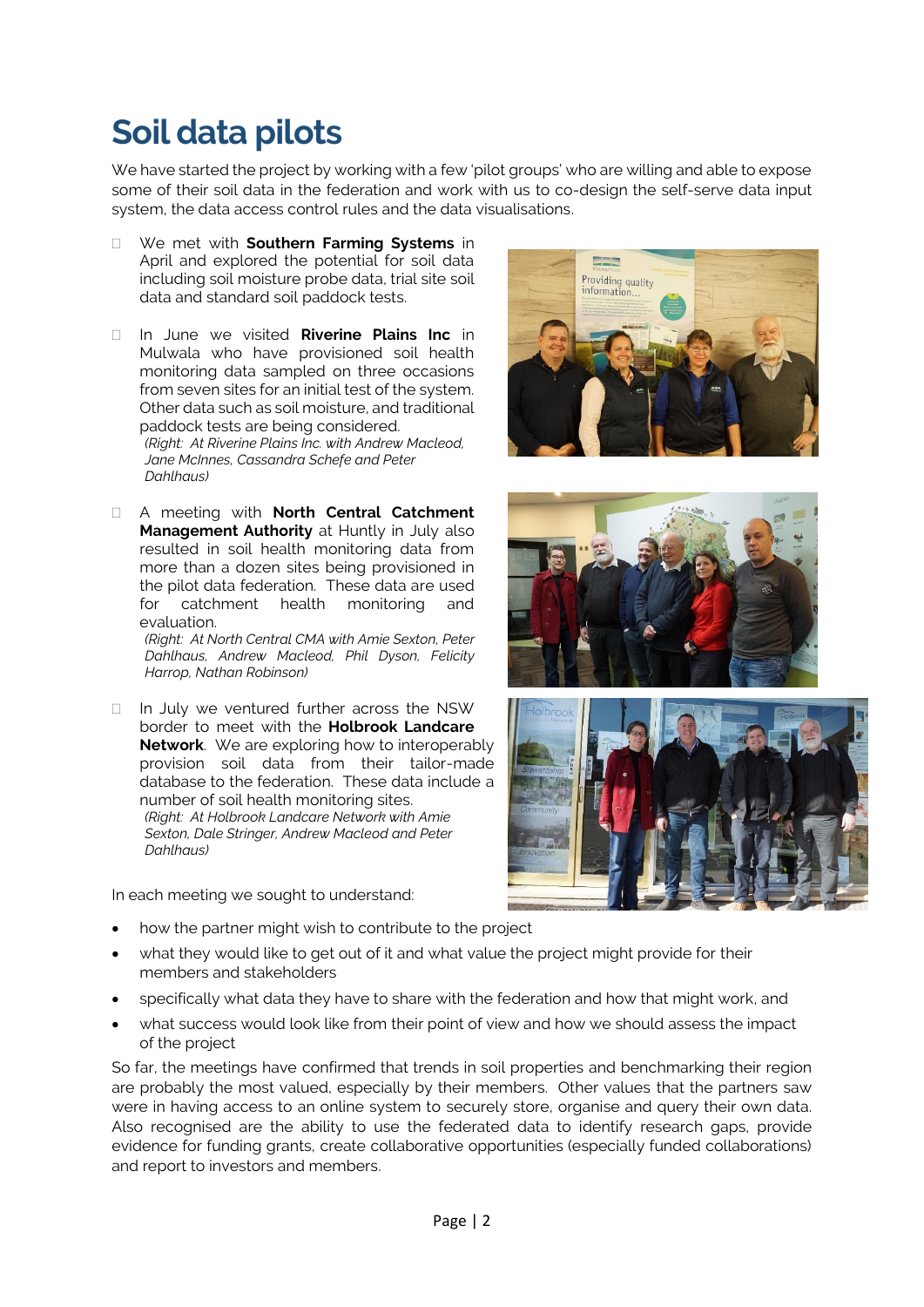# Soil data pilots

We have started the project by working with a few 'pilot groups' who are willing and able to expose some of their soil data in the federation and work with us to co-design the self-serve data input system, the data access control rules and the data visualisations.

- We met with **Southern Farming Systems** in April and explored the potential for soil data including soil moisture probe data, trial site soil data and standard soil paddock tests.

- In June we visited **Riverine Plains Inc** in Mulwala who have provisioned soil health monitoring data sampled on three occasions from seven sites for an initial test of the system. Other data such as soil moisture, and traditional paddock tests are being considered.
  *(Right: At Riverine Plains Inc. with Andrew Macleod, Jane McInnes, Cassandra Schefe and Peter Dahlhaus)*

- A meeting with **North Central Catchment Management Authority** at Huntly in July also resulted in soil health monitoring data from more than a dozen sites being provisioned in the pilot data federation. These data are used for catchment health monitoring and evaluation.
  *(Right: At North Central CMA with Amie Sexton, Peter Dahlhaus, Andrew Macleod, Phil Dyson, Felicity Harrop, Nathan Robinson)*

- In July we ventured further across the NSW border to meet with the **Holbrook Landcare Network**. We are exploring how to interoperably provision soil data from their tailor-made database to the federation. These data include a number of soil health monitoring sites.
  *(Right: At Holbrook Landcare Network with Amie Sexton, Dale Stringer, Andrew Macleod and Peter Dahlhaus)*

In each meeting we sought to understand:

- how the partner might wish to contribute to the project
- what they would like to get out of it and what value the project might provide for their members and stakeholders
- specifically what data they have to share with the federation and how that might work, and
- what success would look like from their point of view and how we should assess the impact of the project

So far, the meetings have confirmed that trends in soil properties and benchmarking their region are probably the most valued, especially by their members. Other values that the partners saw were in having access to an online system to securely store, organise and query their own data. Also recognised are the ability to use the federated data to identify research gaps, provide evidence for funding grants, create collaborative opportunities (especially funded collaborations) and report to investors and members.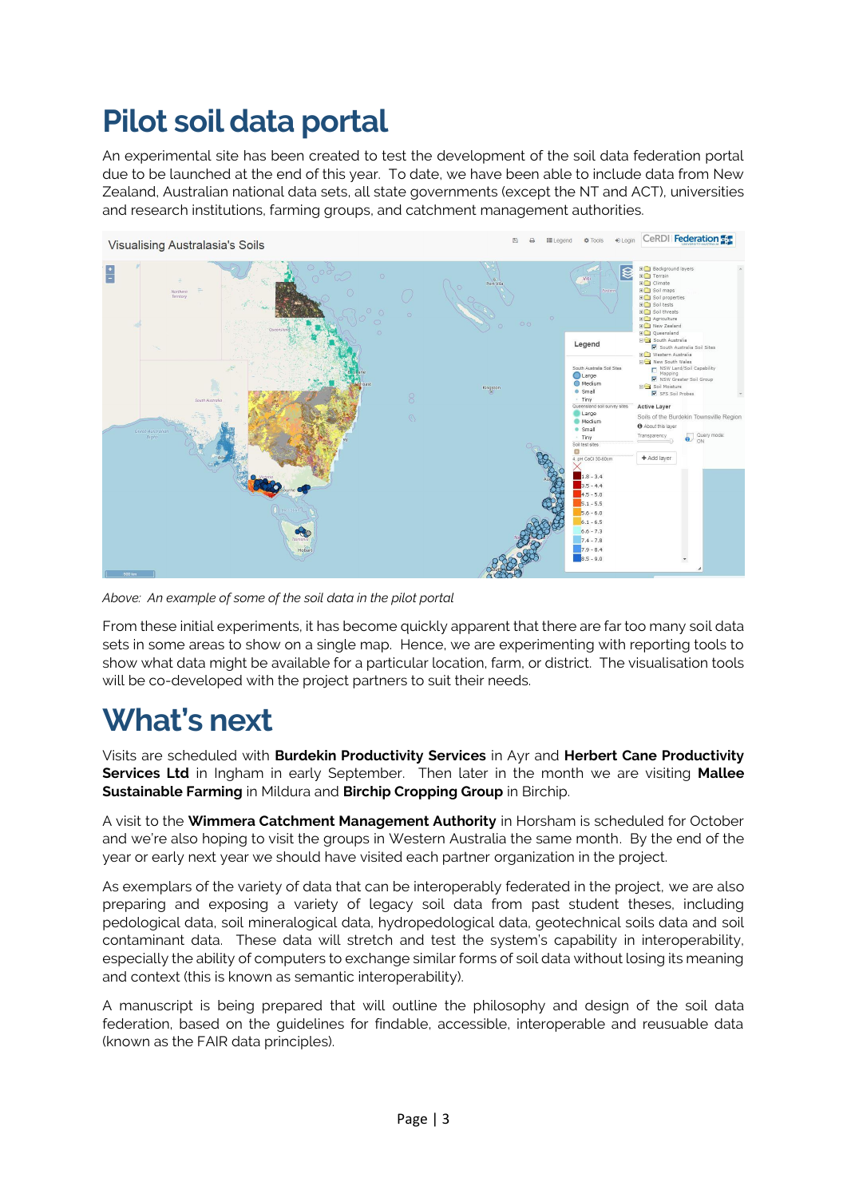# Pilot soil data portal

An experimental site has been created to test the development of the soil data federation portal due to be launched at the end of this year. To date, we have been able to include data from New Zealand, Australian national data sets, all state governments (except the NT and ACT), universities and research institutions, farming groups, and catchment management authorities.

*Above: An example of some of the soil data in the pilot portal*

From these initial experiments, it has become quickly apparent that there are far too many soil data sets in some areas to show on a single map. Hence, we are experimenting with reporting tools to show what data might be available for a particular location, farm, or district. The visualisation tools will be co-developed with the project partners to suit their needs.

# What's next

Visits are scheduled with **Burdekin Productivity Services** in Ayr and **Herbert Cane Productivity Services Ltd** in Ingham in early September. Then later in the month we are visiting **Mallee Sustainable Farming** in Mildura and **Birchip Cropping Group** in Birchip.

A visit to the **Wimmera Catchment Management Authority** in Horsham is scheduled for October and we're also hoping to visit the groups in Western Australia the same month. By the end of the year or early next year we should have visited each partner organization in the project.

As exemplars of the variety of data that can be interoperably federated in the project, we are also preparing and exposing a variety of legacy soil data from past student theses, including pedological data, soil mineralogical data, hydropedological data, geotechnical soils data and soil contaminant data. These data will stretch and test the system's capability in interoperability, especially the ability of computers to exchange similar forms of soil data without losing its meaning and context (this is known as semantic interoperability).

A manuscript is being prepared that will outline the philosophy and design of the soil data federation, based on the guidelines for findable, accessible, interoperable and reusuable data (known as the FAIR data principles).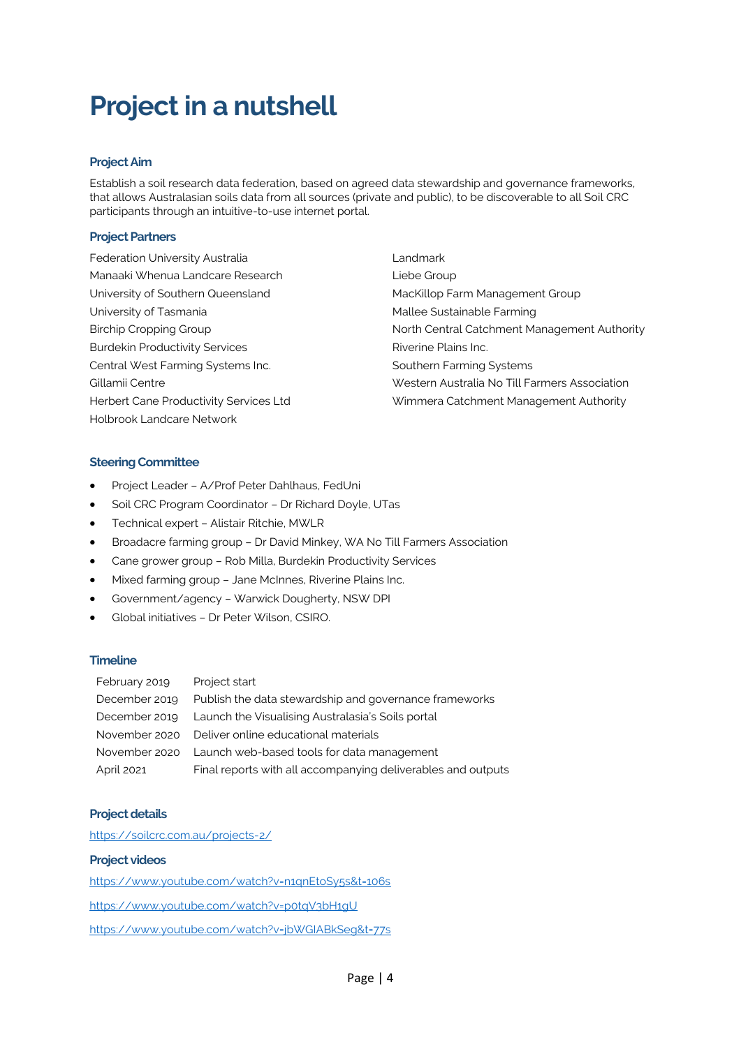# Project in a nutshell

### Project Aim

Establish a soil research data federation, based on agreed data stewardship and governance frameworks, that allows Australasian soils data from all sources (private and public), to be discoverable to all Soil CRC participants through an intuitive-to-use internet portal.

### Project Partners

Federation University Australia
Manaaki Whenua Landcare Research
University of Southern Queensland
University of Tasmania
Birchip Cropping Group
Burdekin Productivity Services
Central West Farming Systems Inc.
Gillamii Centre
Herbert Cane Productivity Services Ltd
Holbrook Landcare Network
Landmark
Liebe Group
MacKillop Farm Management Group
Mallee Sustainable Farming
North Central Catchment Management Authority
Riverine Plains Inc.
Southern Farming Systems
Western Australia No Till Farmers Association
Wimmera Catchment Management Authority

### Steering Committee

- Project Leader – A/Prof Peter Dahlhaus, FedUni
- Soil CRC Program Coordinator – Dr Richard Doyle, UTas
- Technical expert – Alistair Ritchie, MWLR
- Broadacre farming group – Dr David Minkey, WA No Till Farmers Association
- Cane grower group – Rob Milla, Burdekin Productivity Services
- Mixed farming group – Jane McInnes, Riverine Plains Inc.
- Government/agency – Warwick Dougherty, NSW DPI
- Global initiatives – Dr Peter Wilson, CSIRO.

### Timeline

| | |
|---|---|
| February 2019 | Project start |
| December 2019 | Publish the data stewardship and governance frameworks |
| December 2019 | Launch the Visualising Australasia's Soils portal |
| November 2020 | Deliver online educational materials |
| November 2020 | Launch web-based tools for data management |
| April 2021 | Final reports with all accompanying deliverables and outputs |

### Project details

https://soilcrc.com.au/projects-2/

### Project videos

https://www.youtube.com/watch?v=n1qnEtoSy5s&t=106s

https://www.youtube.com/watch?v=p0tqV3bH1gU

https://www.youtube.com/watch?v=jbWGIABkSeg&t=77s